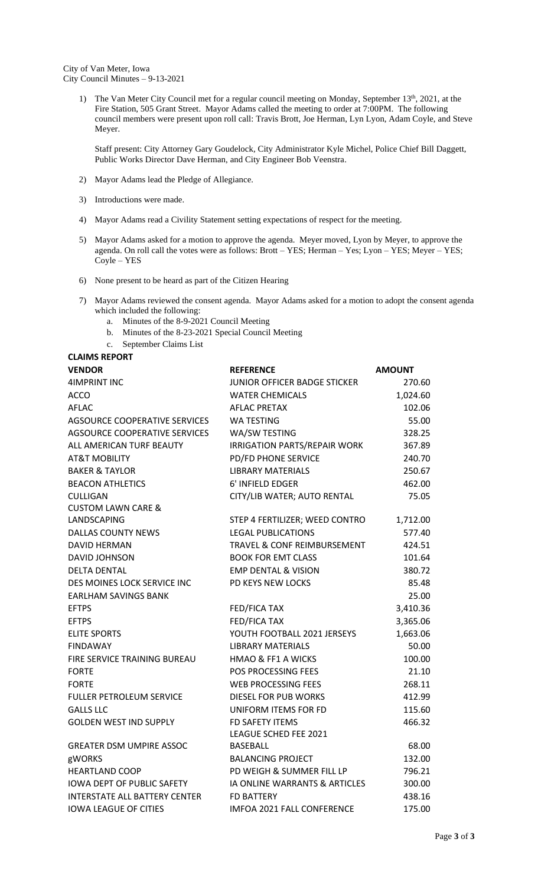City of Van Meter, Iowa
City Council Minutes – 9-13-2021

1) The Van Meter City Council met for a regular council meeting on Monday, September 13th, 2021, at the Fire Station, 505 Grant Street. Mayor Adams called the meeting to order at 7:00PM. The following council members were present upon roll call: Travis Brott, Joe Herman, Lyn Lyon, Adam Coyle, and Steve Meyer.

   Staff present: City Attorney Gary Goudelock, City Administrator Kyle Michel, Police Chief Bill Daggett, Public Works Director Dave Herman, and City Engineer Bob Veenstra.

2) Mayor Adams lead the Pledge of Allegiance.

3) Introductions were made.

4) Mayor Adams read a Civility Statement setting expectations of respect for the meeting.

5) Mayor Adams asked for a motion to approve the agenda. Meyer moved, Lyon by Meyer, to approve the agenda. On roll call the votes were as follows: Brott – YES; Herman – Yes; Lyon – YES; Meyer – YES; Coyle – YES

6) None present to be heard as part of the Citizen Hearing

7) Mayor Adams reviewed the consent agenda. Mayor Adams asked for a motion to adopt the consent agenda which included the following:
   a. Minutes of the 8-9-2021 Council Meeting
   b. Minutes of the 8-23-2021 Special Council Meeting
   c. September Claims List

**CLAIMS REPORT**

| VENDOR | REFERENCE | AMOUNT |
|---|---|---|
| 4IMPRINT INC | JUNIOR OFFICER BADGE STICKER | 270.60 |
| ACCO | WATER CHEMICALS | 1,024.60 |
| AFLAC | AFLAC PRETAX | 102.06 |
| AGSOURCE COOPERATIVE SERVICES | WA TESTING | 55.00 |
| AGSOURCE COOPERATIVE SERVICES | WA/SW TESTING | 328.25 |
| ALL AMERICAN TURF BEAUTY | IRRIGATION PARTS/REPAIR WORK | 367.89 |
| AT&T MOBILITY | PD/FD PHONE SERVICE | 240.70 |
| BAKER & TAYLOR | LIBRARY MATERIALS | 250.67 |
| BEACON ATHLETICS | 6' INFIELD EDGER | 462.00 |
| CULLIGAN | CITY/LIB WATER; AUTO RENTAL | 75.05 |
| CUSTOM LAWN CARE & LANDSCAPING | STEP 4 FERTILIZER; WEED CONTRO | 1,712.00 |
| DALLAS COUNTY NEWS | LEGAL PUBLICATIONS | 577.40 |
| DAVID HERMAN | TRAVEL & CONF REIMBURSEMENT | 424.51 |
| DAVID JOHNSON | BOOK FOR EMT CLASS | 101.64 |
| DELTA DENTAL | EMP DENTAL & VISION | 380.72 |
| DES MOINES LOCK SERVICE INC | PD KEYS NEW LOCKS | 85.48 |
| EARLHAM SAVINGS BANK | | 25.00 |
| EFTPS | FED/FICA TAX | 3,410.36 |
| EFTPS | FED/FICA TAX | 3,365.06 |
| ELITE SPORTS | YOUTH FOOTBALL 2021 JERSEYS | 1,663.06 |
| FINDAWAY | LIBRARY MATERIALS | 50.00 |
| FIRE SERVICE TRAINING BUREAU | HMAO & FF1 A WICKS | 100.00 |
| FORTE | POS PROCESSING FEES | 21.10 |
| FORTE | WEB PROCESSING FEES | 268.11 |
| FULLER PETROLEUM SERVICE | DIESEL FOR PUB WORKS | 412.99 |
| GALLS LLC | UNIFORM ITEMS FOR FD | 115.60 |
| GOLDEN WEST IND SUPPLY | FD SAFETY ITEMS | 466.32 |
| GREATER DSM UMPIRE ASSOC | LEAGUE SCHED FEE 2021 BASEBALL | 68.00 |
| gWORKS | BALANCING PROJECT | 132.00 |
| HEARTLAND COOP | PD WEIGH & SUMMER FILL LP | 796.21 |
| IOWA DEPT OF PUBLIC SAFETY | IA ONLINE WARRANTS & ARTICLES | 300.00 |
| INTERSTATE ALL BATTERY CENTER | FD BATTERY | 438.16 |
| IOWA LEAGUE OF CITIES | IMFOA 2021 FALL CONFERENCE | 175.00 |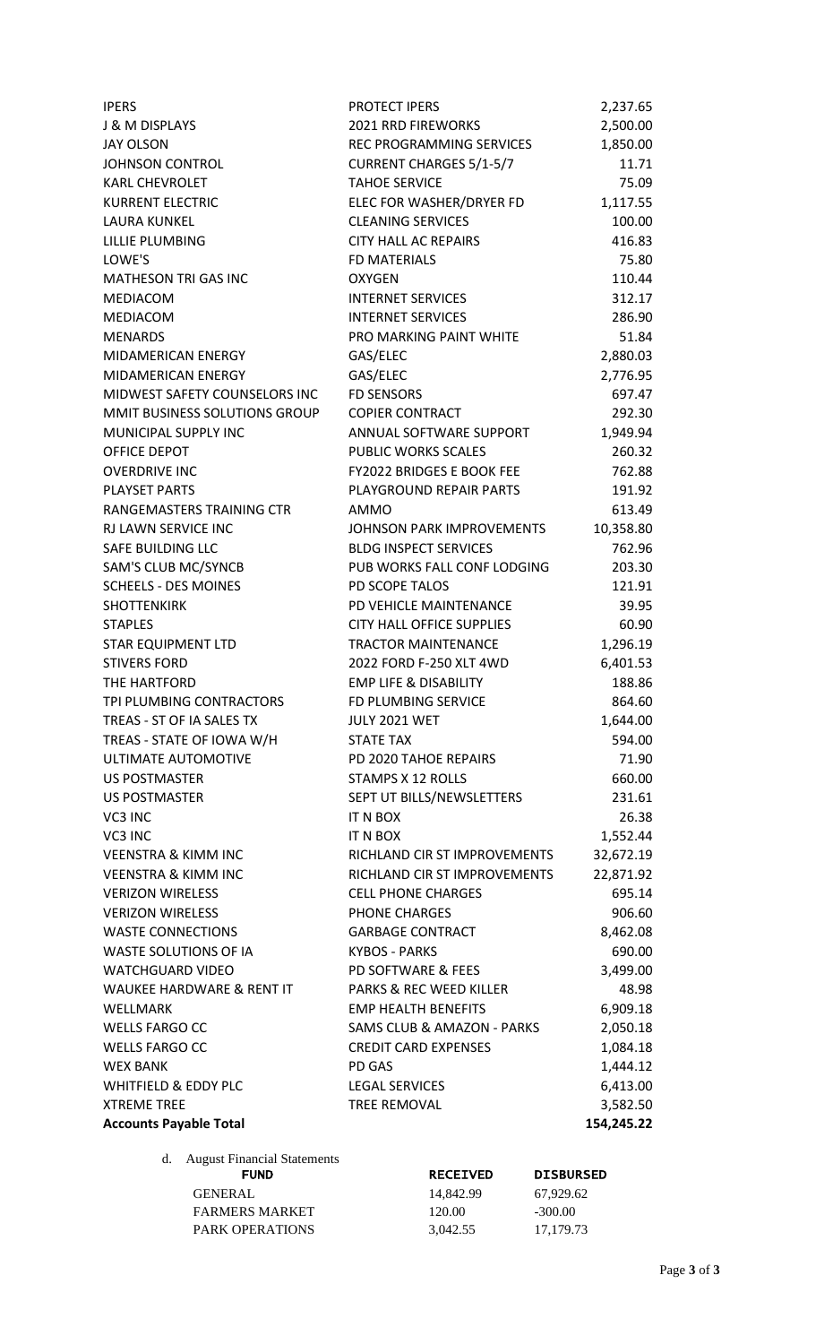| | | |
|---|---|---|
| IPERS | PROTECT IPERS | 2,237.65 |
| J & M DISPLAYS | 2021 RRD FIREWORKS | 2,500.00 |
| JAY OLSON | REC PROGRAMMING SERVICES | 1,850.00 |
| JOHNSON CONTROL | CURRENT CHARGES 5/1-5/7 | 11.71 |
| KARL CHEVROLET | TAHOE SERVICE | 75.09 |
| KURRENT ELECTRIC | ELEC FOR WASHER/DRYER FD | 1,117.55 |
| LAURA KUNKEL | CLEANING SERVICES | 100.00 |
| LILLIE PLUMBING | CITY HALL AC REPAIRS | 416.83 |
| LOWE'S | FD MATERIALS | 75.80 |
| MATHESON TRI GAS INC | OXYGEN | 110.44 |
| MEDIACOM | INTERNET SERVICES | 312.17 |
| MEDIACOM | INTERNET SERVICES | 286.90 |
| MENARDS | PRO MARKING PAINT WHITE | 51.84 |
| MIDAMERICAN ENERGY | GAS/ELEC | 2,880.03 |
| MIDAMERICAN ENERGY | GAS/ELEC | 2,776.95 |
| MIDWEST SAFETY COUNSELORS INC | FD SENSORS | 697.47 |
| MMIT BUSINESS SOLUTIONS GROUP | COPIER CONTRACT | 292.30 |
| MUNICIPAL SUPPLY INC | ANNUAL SOFTWARE SUPPORT | 1,949.94 |
| OFFICE DEPOT | PUBLIC WORKS SCALES | 260.32 |
| OVERDRIVE INC | FY2022 BRIDGES E BOOK FEE | 762.88 |
| PLAYSET PARTS | PLAYGROUND REPAIR PARTS | 191.92 |
| RANGEMASTERS TRAINING CTR | AMMO | 613.49 |
| RJ LAWN SERVICE INC | JOHNSON PARK IMPROVEMENTS | 10,358.80 |
| SAFE BUILDING LLC | BLDG INSPECT SERVICES | 762.96 |
| SAM'S CLUB MC/SYNCB | PUB WORKS FALL CONF LODGING | 203.30 |
| SCHEELS - DES MOINES | PD SCOPE TALOS | 121.91 |
| SHOTTENKIRK | PD VEHICLE MAINTENANCE | 39.95 |
| STAPLES | CITY HALL OFFICE SUPPLIES | 60.90 |
| STAR EQUIPMENT LTD | TRACTOR MAINTENANCE | 1,296.19 |
| STIVERS FORD | 2022 FORD F-250 XLT 4WD | 6,401.53 |
| THE HARTFORD | EMP LIFE & DISABILITY | 188.86 |
| TPI PLUMBING CONTRACTORS | FD PLUMBING SERVICE | 864.60 |
| TREAS - ST OF IA SALES TX | JULY 2021 WET | 1,644.00 |
| TREAS - STATE OF IOWA W/H | STATE TAX | 594.00 |
| ULTIMATE AUTOMOTIVE | PD 2020 TAHOE REPAIRS | 71.90 |
| US POSTMASTER | STAMPS X 12 ROLLS | 660.00 |
| US POSTMASTER | SEPT UT BILLS/NEWSLETTERS | 231.61 |
| VC3 INC | IT N BOX | 26.38 |
| VC3 INC | IT N BOX | 1,552.44 |
| VEENSTRA & KIMM INC | RICHLAND CIR ST IMPROVEMENTS | 32,672.19 |
| VEENSTRA & KIMM INC | RICHLAND CIR ST IMPROVEMENTS | 22,871.92 |
| VERIZON WIRELESS | CELL PHONE CHARGES | 695.14 |
| VERIZON WIRELESS | PHONE CHARGES | 906.60 |
| WASTE CONNECTIONS | GARBAGE CONTRACT | 8,462.08 |
| WASTE SOLUTIONS OF IA | KYBOS - PARKS | 690.00 |
| WATCHGUARD VIDEO | PD SOFTWARE & FEES | 3,499.00 |
| WAUKEE HARDWARE & RENT IT | PARKS & REC WEED KILLER | 48.98 |
| WELLMARK | EMP HEALTH BENEFITS | 6,909.18 |
| WELLS FARGO CC | SAMS CLUB & AMAZON - PARKS | 2,050.18 |
| WELLS FARGO CC | CREDIT CARD EXPENSES | 1,084.18 |
| WEX BANK | PD GAS | 1,444.12 |
| WHITFIELD & EDDY PLC | LEGAL SERVICES | 6,413.00 |
| XTREME TREE | TREE REMOVAL | 3,582.50 |
| **Accounts Payable Total** | | **154,245.22** |

d. August Financial Statements

| FUND | RECEIVED | DISBURSED |
|---|---|---|
| GENERAL | 14,842.99 | 67,929.62 |
| FARMERS MARKET | 120.00 | -300.00 |
| PARK OPERATIONS | 3,042.55 | 17,179.73 |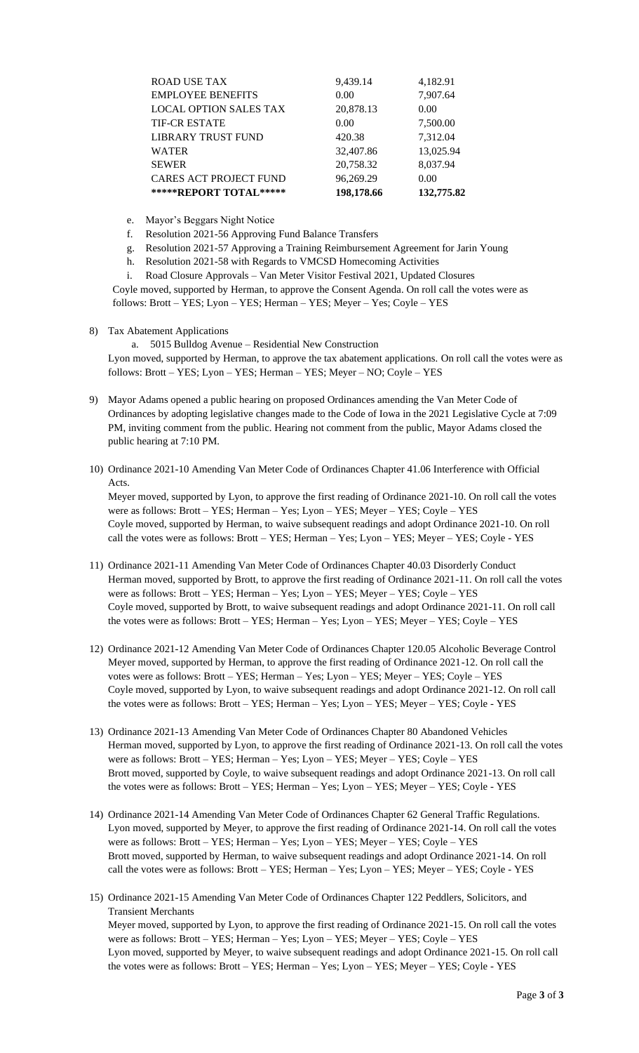| | | |
|---|---|---|
| ROAD USE TAX | 9,439.14 | 4,182.91 |
| EMPLOYEE BENEFITS | 0.00 | 7,907.64 |
| LOCAL OPTION SALES TAX | 20,878.13 | 0.00 |
| TIF-CR ESTATE | 0.00 | 7,500.00 |
| LIBRARY TRUST FUND | 420.38 | 7,312.04 |
| WATER | 32,407.86 | 13,025.94 |
| SEWER | 20,758.32 | 8,037.94 |
| CARES ACT PROJECT FUND | 96,269.29 | 0.00 |
| **\*\*\*\*\*REPORT TOTAL\*\*\*\*\*** | **198,178.66** | **132,775.82** |

e. Mayor's Beggars Night Notice
f. Resolution 2021-56 Approving Fund Balance Transfers
g. Resolution 2021-57 Approving a Training Reimbursement Agreement for Jarin Young
h. Resolution 2021-58 with Regards to VMCSD Homecoming Activities
i. Road Closure Approvals – Van Meter Visitor Festival 2021, Updated Closures

Coyle moved, supported by Herman, to approve the Consent Agenda. On roll call the votes were as follows: Brott – YES; Lyon – YES; Herman – YES; Meyer – Yes; Coyle – YES

8) Tax Abatement Applications
   a. 5015 Bulldog Avenue – Residential New Construction

   Lyon moved, supported by Herman, to approve the tax abatement applications. On roll call the votes were as follows: Brott – YES; Lyon – YES; Herman – YES; Meyer – NO; Coyle – YES

9) Mayor Adams opened a public hearing on proposed Ordinances amending the Van Meter Code of Ordinances by adopting legislative changes made to the Code of Iowa in the 2021 Legislative Cycle at 7:09 PM, inviting comment from the public. Hearing not comment from the public, Mayor Adams closed the public hearing at 7:10 PM.

10) Ordinance 2021-10 Amending Van Meter Code of Ordinances Chapter 41.06 Interference with Official Acts.
    Meyer moved, supported by Lyon, to approve the first reading of Ordinance 2021-10. On roll call the votes were as follows: Brott – YES; Herman – Yes; Lyon – YES; Meyer – YES; Coyle – YES
    Coyle moved, supported by Herman, to waive subsequent readings and adopt Ordinance 2021-10. On roll call the votes were as follows: Brott – YES; Herman – Yes; Lyon – YES; Meyer – YES; Coyle - YES

11) Ordinance 2021-11 Amending Van Meter Code of Ordinances Chapter 40.03 Disorderly Conduct
    Herman moved, supported by Brott, to approve the first reading of Ordinance 2021-11. On roll call the votes were as follows: Brott – YES; Herman – Yes; Lyon – YES; Meyer – YES; Coyle – YES
    Coyle moved, supported by Brott, to waive subsequent readings and adopt Ordinance 2021-11. On roll call the votes were as follows: Brott – YES; Herman – Yes; Lyon – YES; Meyer – YES; Coyle – YES

12) Ordinance 2021-12 Amending Van Meter Code of Ordinances Chapter 120.05 Alcoholic Beverage Control
    Meyer moved, supported by Herman, to approve the first reading of Ordinance 2021-12. On roll call the votes were as follows: Brott – YES; Herman – Yes; Lyon – YES; Meyer – YES; Coyle – YES
    Coyle moved, supported by Lyon, to waive subsequent readings and adopt Ordinance 2021-12. On roll call the votes were as follows: Brott – YES; Herman – Yes; Lyon – YES; Meyer – YES; Coyle - YES

13) Ordinance 2021-13 Amending Van Meter Code of Ordinances Chapter 80 Abandoned Vehicles
    Herman moved, supported by Lyon, to approve the first reading of Ordinance 2021-13. On roll call the votes were as follows: Brott – YES; Herman – Yes; Lyon – YES; Meyer – YES; Coyle – YES
    Brott moved, supported by Coyle, to waive subsequent readings and adopt Ordinance 2021-13. On roll call the votes were as follows: Brott – YES; Herman – Yes; Lyon – YES; Meyer – YES; Coyle - YES

14) Ordinance 2021-14 Amending Van Meter Code of Ordinances Chapter 62 General Traffic Regulations.
    Lyon moved, supported by Meyer, to approve the first reading of Ordinance 2021-14. On roll call the votes were as follows: Brott – YES; Herman – Yes; Lyon – YES; Meyer – YES; Coyle – YES
    Brott moved, supported by Herman, to waive subsequent readings and adopt Ordinance 2021-14. On roll call the votes were as follows: Brott – YES; Herman – Yes; Lyon – YES; Meyer – YES; Coyle - YES

15) Ordinance 2021-15 Amending Van Meter Code of Ordinances Chapter 122 Peddlers, Solicitors, and Transient Merchants
    Meyer moved, supported by Lyon, to approve the first reading of Ordinance 2021-15. On roll call the votes were as follows: Brott – YES; Herman – Yes; Lyon – YES; Meyer – YES; Coyle – YES
    Lyon moved, supported by Meyer, to waive subsequent readings and adopt Ordinance 2021-15. On roll call the votes were as follows: Brott – YES; Herman – Yes; Lyon – YES; Meyer – YES; Coyle - YES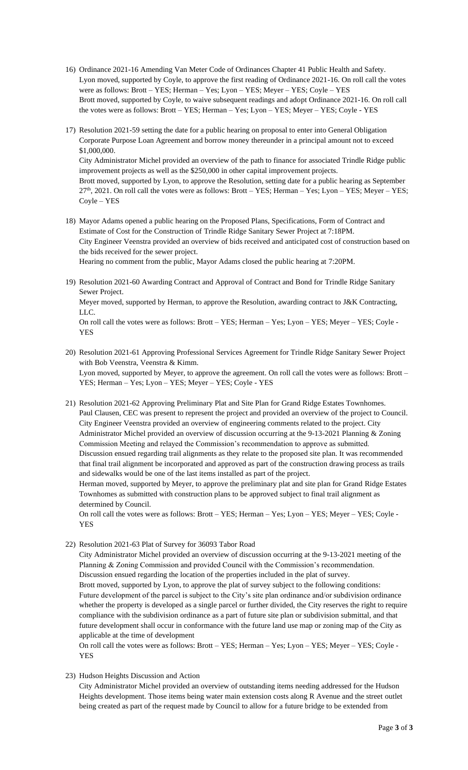16) Ordinance 2021-16 Amending Van Meter Code of Ordinances Chapter 41 Public Health and Safety.
    Lyon moved, supported by Coyle, to approve the first reading of Ordinance 2021-16. On roll call the votes were as follows: Brott – YES; Herman – Yes; Lyon – YES; Meyer – YES; Coyle – YES
    Brott moved, supported by Coyle, to waive subsequent readings and adopt Ordinance 2021-16. On roll call the votes were as follows: Brott – YES; Herman – Yes; Lyon – YES; Meyer – YES; Coyle - YES

17) Resolution 2021-59 setting the date for a public hearing on proposal to enter into General Obligation Corporate Purpose Loan Agreement and borrow money thereunder in a principal amount not to exceed $1,000,000.
    City Administrator Michel provided an overview of the path to finance for associated Trindle Ridge public improvement projects as well as the $250,000 in other capital improvement projects.
    Brott moved, supported by Lyon, to approve the Resolution, setting date for a public hearing as September 27th, 2021. On roll call the votes were as follows: Brott – YES; Herman – Yes; Lyon – YES; Meyer – YES; Coyle – YES

18) Mayor Adams opened a public hearing on the Proposed Plans, Specifications, Form of Contract and Estimate of Cost for the Construction of Trindle Ridge Sanitary Sewer Project at 7:18PM.
    City Engineer Veenstra provided an overview of bids received and anticipated cost of construction based on the bids received for the sewer project.
    Hearing no comment from the public, Mayor Adams closed the public hearing at 7:20PM.

19) Resolution 2021-60 Awarding Contract and Approval of Contract and Bond for Trindle Ridge Sanitary Sewer Project.
    Meyer moved, supported by Herman, to approve the Resolution, awarding contract to J&K Contracting, LLC.
    On roll call the votes were as follows: Brott – YES; Herman – Yes; Lyon – YES; Meyer – YES; Coyle - YES

20) Resolution 2021-61 Approving Professional Services Agreement for Trindle Ridge Sanitary Sewer Project with Bob Veenstra, Veenstra & Kimm.
    Lyon moved, supported by Meyer, to approve the agreement. On roll call the votes were as follows: Brott – YES; Herman – Yes; Lyon – YES; Meyer – YES; Coyle - YES

21) Resolution 2021-62 Approving Preliminary Plat and Site Plan for Grand Ridge Estates Townhomes.
    Paul Clausen, CEC was present to represent the project and provided an overview of the project to Council. City Engineer Veenstra provided an overview of engineering comments related to the project. City Administrator Michel provided an overview of discussion occurring at the 9-13-2021 Planning & Zoning Commission Meeting and relayed the Commission's recommendation to approve as submitted.
    Discussion ensued regarding trail alignments as they relate to the proposed site plan. It was recommended that final trail alignment be incorporated and approved as part of the construction drawing process as trails and sidewalks would be one of the last items installed as part of the project.
    Herman moved, supported by Meyer, to approve the preliminary plat and site plan for Grand Ridge Estates Townhomes as submitted with construction plans to be approved subject to final trail alignment as determined by Council.
    On roll call the votes were as follows: Brott – YES; Herman – Yes; Lyon – YES; Meyer – YES; Coyle - YES

22) Resolution 2021-63 Plat of Survey for 36093 Tabor Road
    City Administrator Michel provided an overview of discussion occurring at the 9-13-2021 meeting of the Planning & Zoning Commission and provided Council with the Commission's recommendation.
    Discussion ensued regarding the location of the properties included in the plat of survey.
    Brott moved, supported by Lyon, to approve the plat of survey subject to the following conditions: Future development of the parcel is subject to the City's site plan ordinance and/or subdivision ordinance whether the property is developed as a single parcel or further divided, the City reserves the right to require compliance with the subdivision ordinance as a part of future site plan or subdivision submittal, and that future development shall occur in conformance with the future land use map or zoning map of the City as applicable at the time of development
    On roll call the votes were as follows: Brott – YES; Herman – Yes; Lyon – YES; Meyer – YES; Coyle - YES

23) Hudson Heights Discussion and Action
    City Administrator Michel provided an overview of outstanding items needing addressed for the Hudson Heights development. Those items being water main extension costs along R Avenue and the street outlet being created as part of the request made by Council to allow for a future bridge to be extended from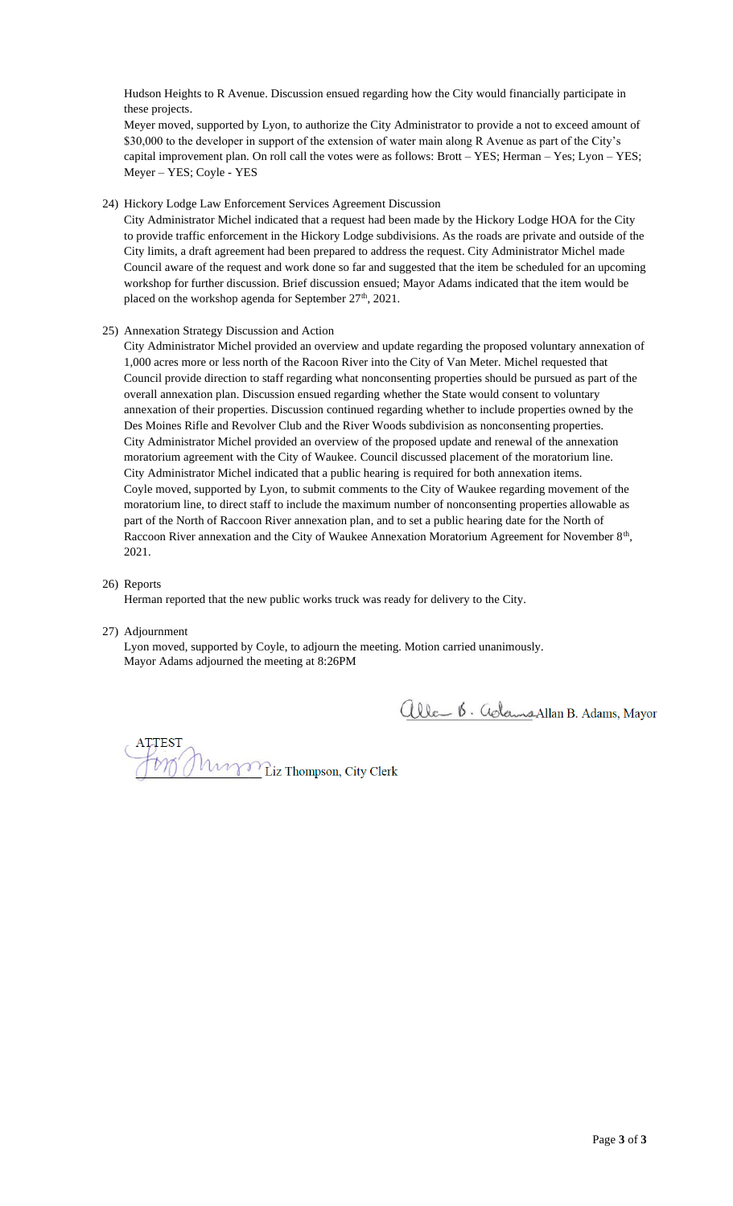Hudson Heights to R Avenue. Discussion ensued regarding how the City would financially participate in these projects.

Meyer moved, supported by Lyon, to authorize the City Administrator to provide a not to exceed amount of $30,000 to the developer in support of the extension of water main along R Avenue as part of the City's capital improvement plan. On roll call the votes were as follows: Brott – YES; Herman – Yes; Lyon – YES; Meyer – YES; Coyle - YES

24) Hickory Lodge Law Enforcement Services Agreement Discussion

City Administrator Michel indicated that a request had been made by the Hickory Lodge HOA for the City to provide traffic enforcement in the Hickory Lodge subdivisions. As the roads are private and outside of the City limits, a draft agreement had been prepared to address the request. City Administrator Michel made Council aware of the request and work done so far and suggested that the item be scheduled for an upcoming workshop for further discussion. Brief discussion ensued; Mayor Adams indicated that the item would be placed on the workshop agenda for September 27th, 2021.

25) Annexation Strategy Discussion and Action

City Administrator Michel provided an overview and update regarding the proposed voluntary annexation of 1,000 acres more or less north of the Racoon River into the City of Van Meter. Michel requested that Council provide direction to staff regarding what nonconsenting properties should be pursued as part of the overall annexation plan. Discussion ensued regarding whether the State would consent to voluntary annexation of their properties. Discussion continued regarding whether to include properties owned by the Des Moines Rifle and Revolver Club and the River Woods subdivision as nonconsenting properties.

City Administrator Michel provided an overview of the proposed update and renewal of the annexation moratorium agreement with the City of Waukee. Council discussed placement of the moratorium line.

City Administrator Michel indicated that a public hearing is required for both annexation items.

Coyle moved, supported by Lyon, to submit comments to the City of Waukee regarding movement of the moratorium line, to direct staff to include the maximum number of nonconsenting properties allowable as part of the North of Raccoon River annexation plan, and to set a public hearing date for the North of Raccoon River annexation and the City of Waukee Annexation Moratorium Agreement for November 8th, 2021.

26) Reports

Herman reported that the new public works truck was ready for delivery to the City.

27) Adjournment

Lyon moved, supported by Coyle, to adjourn the meeting. Motion carried unanimously.

Mayor Adams adjourned the meeting at 8:26PM

Allan B. Adams, Mayor

ATTEST

Liz Thompson, City Clerk